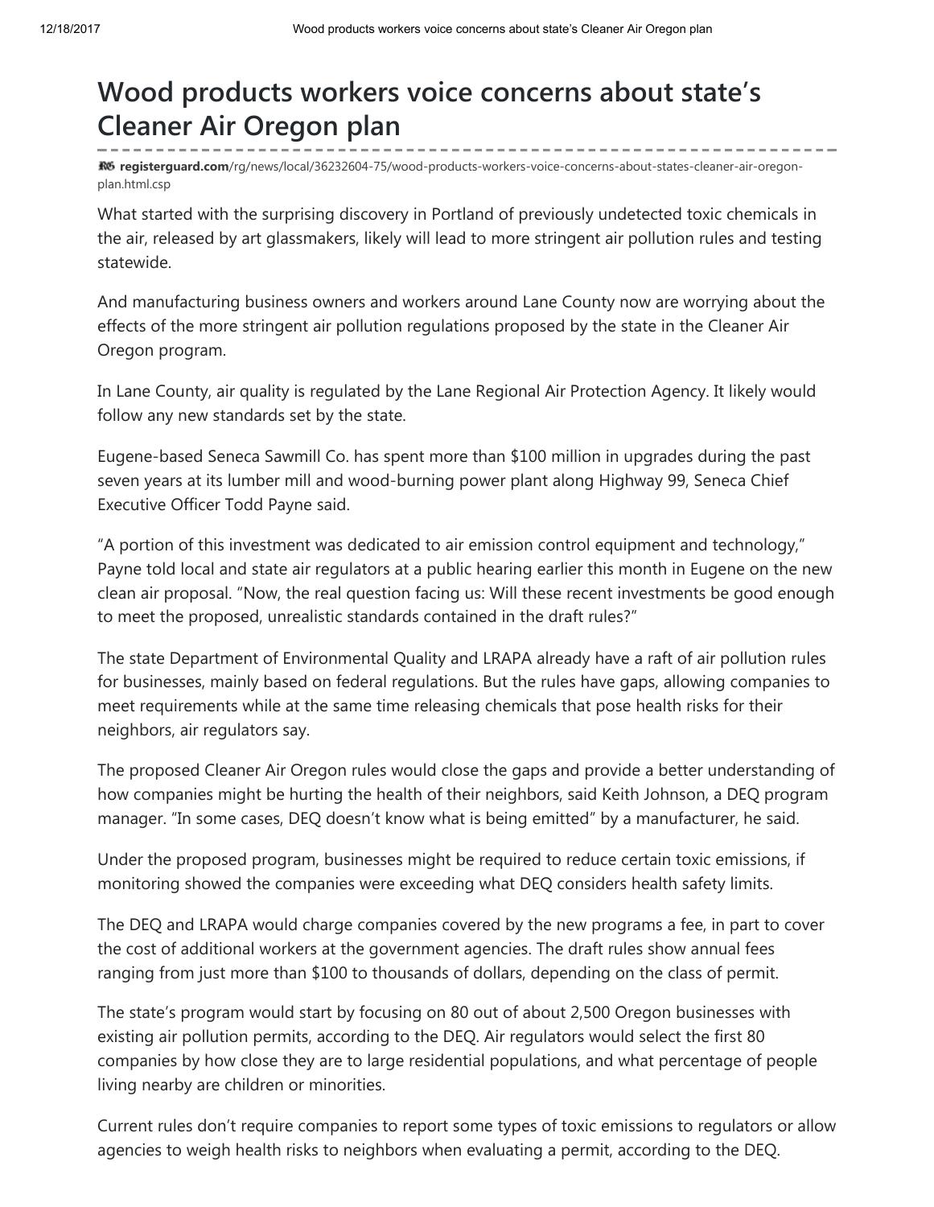# Wood products workers voice concerns about state's Cleaner Air Oregon plan

**registerguard.com**/rg/news/local/36232604-75/wood-products-workers-voice-concerns-about-states-cleaner-air-oregon-plan.html.csp

What started with the surprising discovery in Portland of previously undetected toxic chemicals in the air, released by art glassmakers, likely will lead to more stringent air pollution rules and testing statewide.

And manufacturing business owners and workers around Lane County now are worrying about the effects of the more stringent air pollution regulations proposed by the state in the Cleaner Air Oregon program.

In Lane County, air quality is regulated by the Lane Regional Air Protection Agency. It likely would follow any new standards set by the state.

Eugene-based Seneca Sawmill Co. has spent more than $100 million in upgrades during the past seven years at its lumber mill and wood-burning power plant along Highway 99, Seneca Chief Executive Officer Todd Payne said.

"A portion of this investment was dedicated to air emission control equipment and technology," Payne told local and state air regulators at a public hearing earlier this month in Eugene on the new clean air proposal. "Now, the real question facing us: Will these recent investments be good enough to meet the proposed, unrealistic standards contained in the draft rules?"

The state Department of Environmental Quality and LRAPA already have a raft of air pollution rules for businesses, mainly based on federal regulations. But the rules have gaps, allowing companies to meet requirements while at the same time releasing chemicals that pose health risks for their neighbors, air regulators say.

The proposed Cleaner Air Oregon rules would close the gaps and provide a better understanding of how companies might be hurting the health of their neighbors, said Keith Johnson, a DEQ program manager. "In some cases, DEQ doesn't know what is being emitted" by a manufacturer, he said.

Under the proposed program, businesses might be required to reduce certain toxic emissions, if monitoring showed the companies were exceeding what DEQ considers health safety limits.

The DEQ and LRAPA would charge companies covered by the new programs a fee, in part to cover the cost of additional workers at the government agencies. The draft rules show annual fees ranging from just more than $100 to thousands of dollars, depending on the class of permit.

The state's program would start by focusing on 80 out of about 2,500 Oregon businesses with existing air pollution permits, according to the DEQ. Air regulators would select the first 80 companies by how close they are to large residential populations, and what percentage of people living nearby are children or minorities.

Current rules don't require companies to report some types of toxic emissions to regulators or allow agencies to weigh health risks to neighbors when evaluating a permit, according to the DEQ.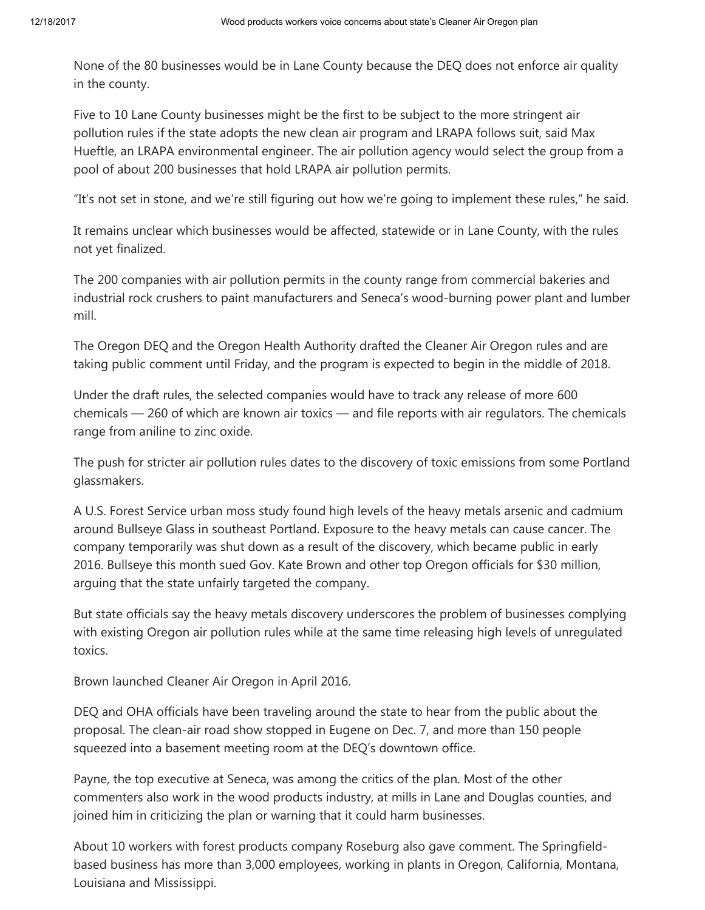None of the 80 businesses would be in Lane County because the DEQ does not enforce air quality in the county.

Five to 10 Lane County businesses might be the first to be subject to the more stringent air pollution rules if the state adopts the new clean air program and LRAPA follows suit, said Max Hueftle, an LRAPA environmental engineer. The air pollution agency would select the group from a pool of about 200 businesses that hold LRAPA air pollution permits.

“It’s not set in stone, and we’re still figuring out how we’re going to implement these rules,” he said.

It remains unclear which businesses would be affected, statewide or in Lane County, with the rules not yet finalized.

The 200 companies with air pollution permits in the county range from commercial bakeries and industrial rock crushers to paint manufacturers and Seneca’s wood-burning power plant and lumber mill.

The Oregon DEQ and the Oregon Health Authority drafted the Cleaner Air Oregon rules and are taking public comment until Friday, and the program is expected to begin in the middle of 2018.

Under the draft rules, the selected companies would have to track any release of more 600 chemicals — 260 of which are known air toxics — and file reports with air regulators. The chemicals range from aniline to zinc oxide.

The push for stricter air pollution rules dates to the discovery of toxic emissions from some Portland glassmakers.

A U.S. Forest Service urban moss study found high levels of the heavy metals arsenic and cadmium around Bullseye Glass in southeast Portland. Exposure to the heavy metals can cause cancer. The company temporarily was shut down as a result of the discovery, which became public in early 2016. Bullseye this month sued Gov. Kate Brown and other top Oregon officials for $30 million, arguing that the state unfairly targeted the company.

But state officials say the heavy metals discovery underscores the problem of businesses complying with existing Oregon air pollution rules while at the same time releasing high levels of unregulated toxics.

Brown launched Cleaner Air Oregon in April 2016.

DEQ and OHA officials have been traveling around the state to hear from the public about the proposal. The clean-air road show stopped in Eugene on Dec. 7, and more than 150 people squeezed into a basement meeting room at the DEQ’s downtown office.

Payne, the top executive at Seneca, was among the critics of the plan. Most of the other commenters also work in the wood products industry, at mills in Lane and Douglas counties, and joined him in criticizing the plan or warning that it could harm businesses.

About 10 workers with forest products company Roseburg also gave comment. The Springfield-based business has more than 3,000 employees, working in plants in Oregon, California, Montana, Louisiana and Mississippi.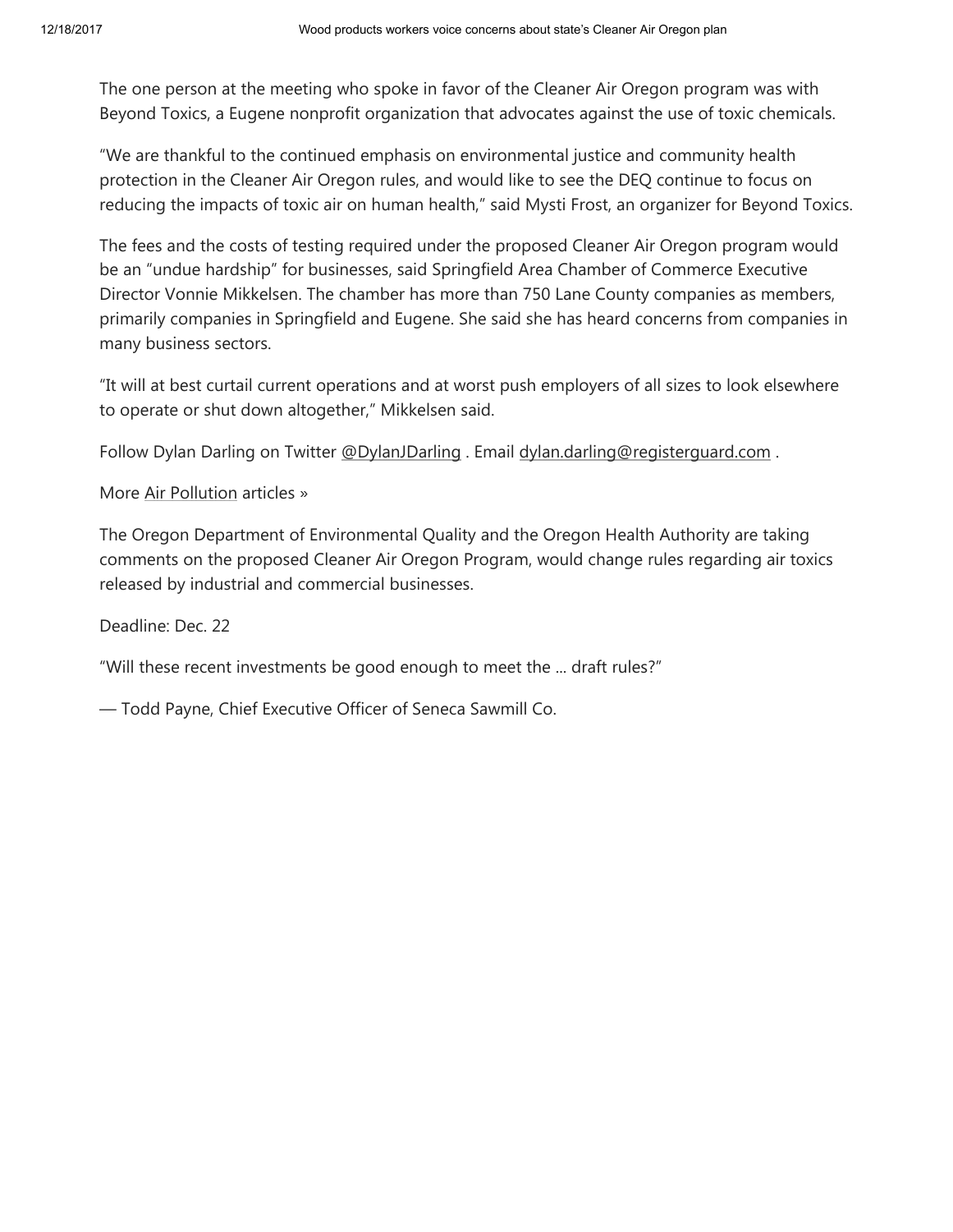The one person at the meeting who spoke in favor of the Cleaner Air Oregon program was with Beyond Toxics, a Eugene nonprofit organization that advocates against the use of toxic chemicals.

"We are thankful to the continued emphasis on environmental justice and community health protection in the Cleaner Air Oregon rules, and would like to see the DEQ continue to focus on reducing the impacts of toxic air on human health," said Mysti Frost, an organizer for Beyond Toxics.

The fees and the costs of testing required under the proposed Cleaner Air Oregon program would be an "undue hardship" for businesses, said Springfield Area Chamber of Commerce Executive Director Vonnie Mikkelsen. The chamber has more than 750 Lane County companies as members, primarily companies in Springfield and Eugene. She said she has heard concerns from companies in many business sectors.

"It will at best curtail current operations and at worst push employers of all sizes to look elsewhere to operate or shut down altogether," Mikkelsen said.

Follow Dylan Darling on Twitter @DylanJDarling . Email dylan.darling@registerguard.com .

More Air Pollution articles »

The Oregon Department of Environmental Quality and the Oregon Health Authority are taking comments on the proposed Cleaner Air Oregon Program, would change rules regarding air toxics released by industrial and commercial businesses.

Deadline: Dec. 22

"Will these recent investments be good enough to meet the ... draft rules?"

— Todd Payne, Chief Executive Officer of Seneca Sawmill Co.